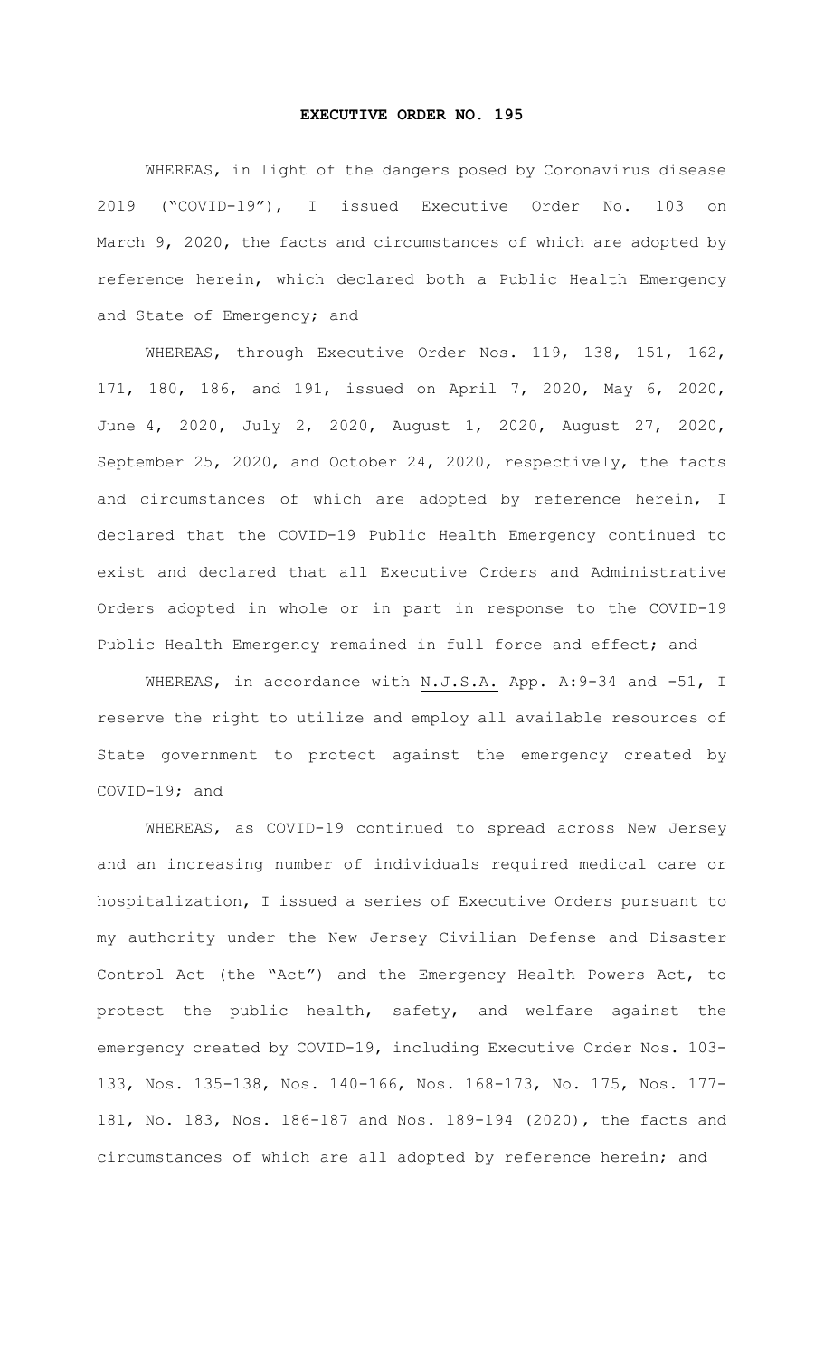# EXECUTIVE ORDER NO. 195

WHEREAS, in light of the dangers posed by Coronavirus disease 2019 ("COVID-19"), I issued Executive Order No. 103 on March 9, 2020, the facts and circumstances of which are adopted by reference herein, which declared both a Public Health Emergency and State of Emergency; and

WHEREAS, through Executive Order Nos. 119, 138, 151, 162, 171, 180, 186, and 191, issued on April 7, 2020, May 6, 2020, June 4, 2020, July 2, 2020, August 1, 2020, August 27, 2020, September 25, 2020, and October 24, 2020, respectively, the facts and circumstances of which are adopted by reference herein, I declared that the COVID-19 Public Health Emergency continued to exist and declared that all Executive Orders and Administrative Orders adopted in whole or in part in response to the COVID-19 Public Health Emergency remained in full force and effect; and

WHEREAS, in accordance with N.J.S.A. App. A:9-34 and -51, I reserve the right to utilize and employ all available resources of State government to protect against the emergency created by COVID-19; and

WHEREAS, as COVID-19 continued to spread across New Jersey and an increasing number of individuals required medical care or hospitalization, I issued a series of Executive Orders pursuant to my authority under the New Jersey Civilian Defense and Disaster Control Act (the "Act") and the Emergency Health Powers Act, to protect the public health, safety, and welfare against the emergency created by COVID-19, including Executive Order Nos. 103-133, Nos. 135-138, Nos. 140-166, Nos. 168-173, No. 175, Nos. 177-181, No. 183, Nos. 186-187 and Nos. 189-194 (2020), the facts and circumstances of which are all adopted by reference herein; and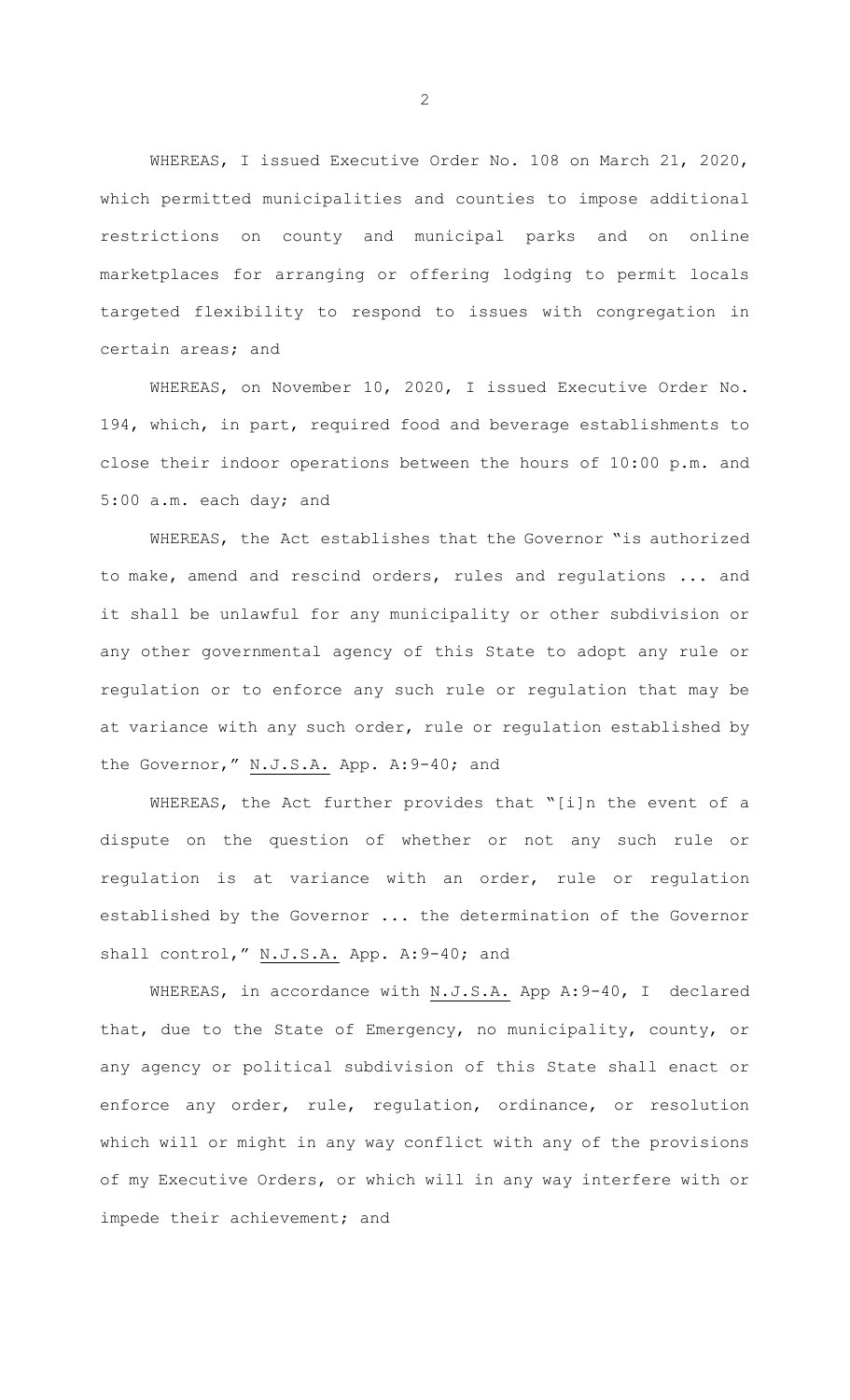WHEREAS, I issued Executive Order No. 108 on March 21, 2020, which permitted municipalities and counties to impose additional restrictions on county and municipal parks and on online marketplaces for arranging or offering lodging to permit locals targeted flexibility to respond to issues with congregation in certain areas; and

WHEREAS, on November 10, 2020, I issued Executive Order No. 194, which, in part, required food and beverage establishments to close their indoor operations between the hours of 10:00 p.m. and 5:00 a.m. each day; and

WHEREAS, the Act establishes that the Governor "is authorized to make, amend and rescind orders, rules and regulations ... and it shall be unlawful for any municipality or other subdivision or any other governmental agency of this State to adopt any rule or regulation or to enforce any such rule or regulation that may be at variance with any such order, rule or regulation established by the Governor," N.J.S.A. App. A:9-40; and

WHEREAS, the Act further provides that "[i]n the event of a dispute on the question of whether or not any such rule or regulation is at variance with an order, rule or regulation established by the Governor ... the determination of the Governor shall control," N.J.S.A. App. A:9-40; and

WHEREAS, in accordance with N.J.S.A. App A:9-40, I declared that, due to the State of Emergency, no municipality, county, or any agency or political subdivision of this State shall enact or enforce any order, rule, regulation, ordinance, or resolution which will or might in any way conflict with any of the provisions of my Executive Orders, or which will in any way interfere with or impede their achievement; and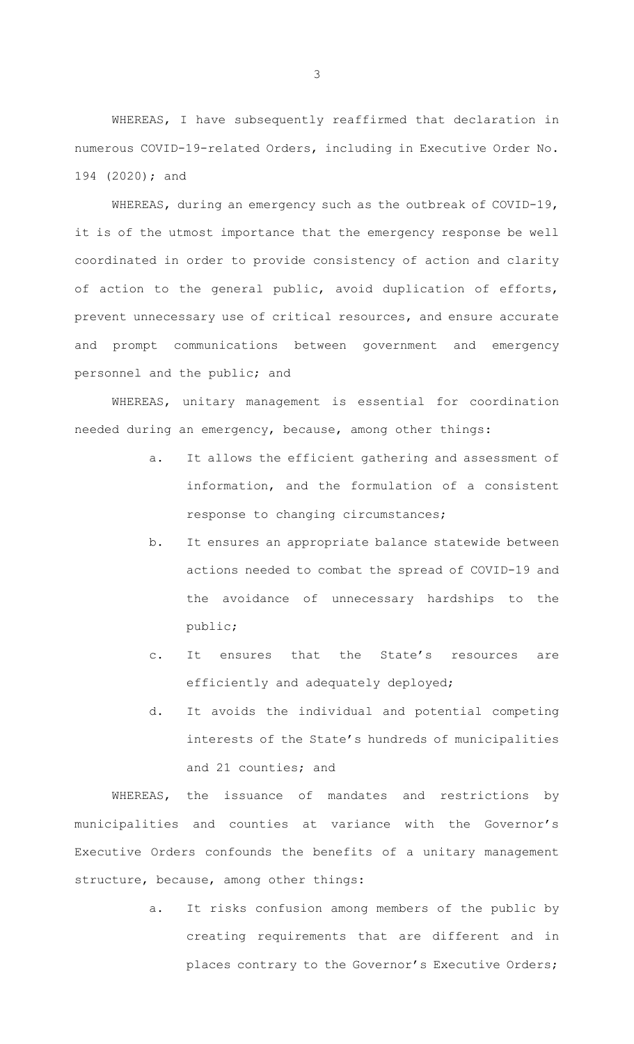WHEREAS, I have subsequently reaffirmed that declaration in numerous COVID-19-related Orders, including in Executive Order No. 194 (2020); and

WHEREAS, during an emergency such as the outbreak of COVID-19, it is of the utmost importance that the emergency response be well coordinated in order to provide consistency of action and clarity of action to the general public, avoid duplication of efforts, prevent unnecessary use of critical resources, and ensure accurate and prompt communications between government and emergency personnel and the public; and

WHEREAS, unitary management is essential for coordination needed during an emergency, because, among other things:

a. It allows the efficient gathering and assessment of information, and the formulation of a consistent response to changing circumstances;

b. It ensures an appropriate balance statewide between actions needed to combat the spread of COVID-19 and the avoidance of unnecessary hardships to the public;

c. It ensures that the State's resources are efficiently and adequately deployed;

d. It avoids the individual and potential competing interests of the State's hundreds of municipalities and 21 counties; and

WHEREAS, the issuance of mandates and restrictions by municipalities and counties at variance with the Governor's Executive Orders confounds the benefits of a unitary management structure, because, among other things:

a. It risks confusion among members of the public by creating requirements that are different and in places contrary to the Governor's Executive Orders;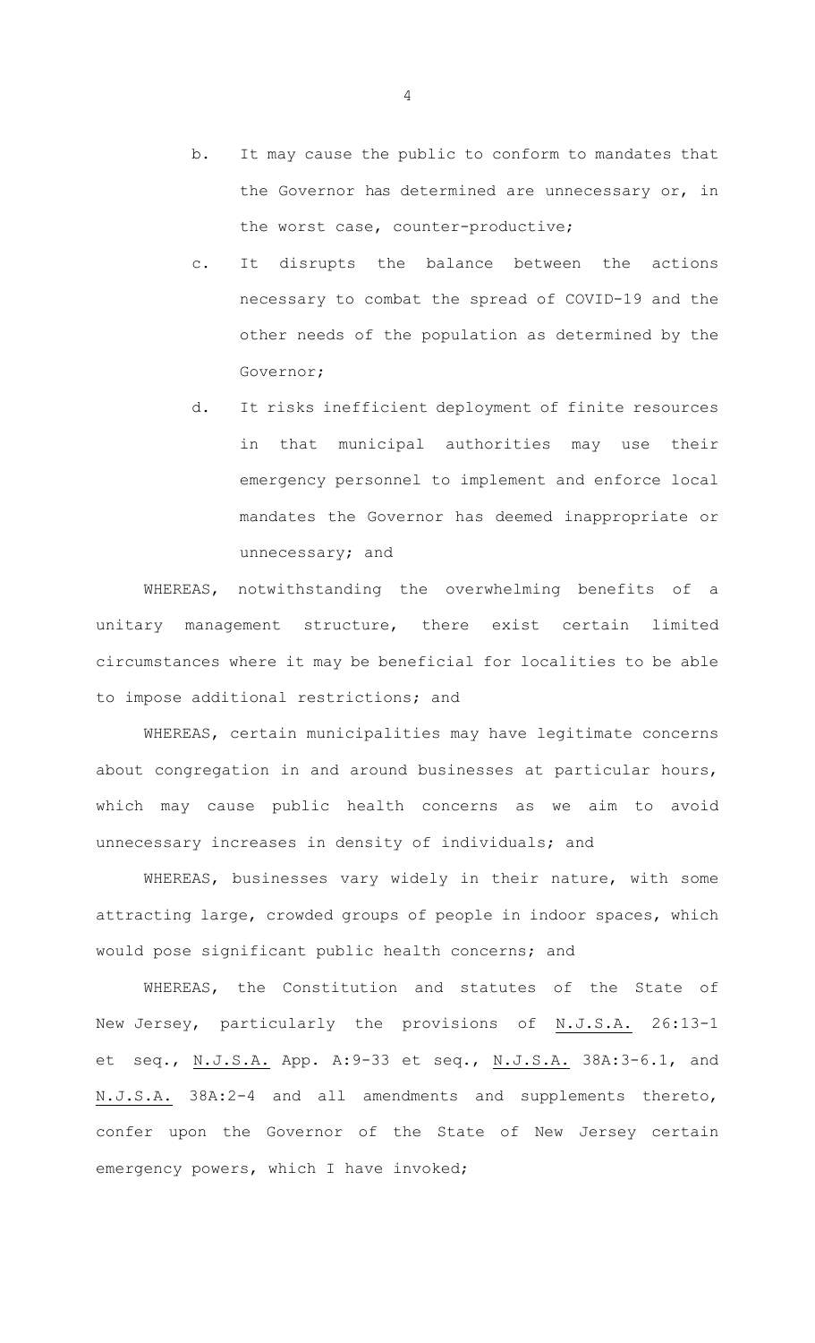b. It may cause the public to conform to mandates that the Governor has determined are unnecessary or, in the worst case, counter-productive;

c. It disrupts the balance between the actions necessary to combat the spread of COVID-19 and the other needs of the population as determined by the Governor;

d. It risks inefficient deployment of finite resources in that municipal authorities may use their emergency personnel to implement and enforce local mandates the Governor has deemed inappropriate or unnecessary; and

WHEREAS, notwithstanding the overwhelming benefits of a unitary management structure, there exist certain limited circumstances where it may be beneficial for localities to be able to impose additional restrictions; and

WHEREAS, certain municipalities may have legitimate concerns about congregation in and around businesses at particular hours, which may cause public health concerns as we aim to avoid unnecessary increases in density of individuals; and

WHEREAS, businesses vary widely in their nature, with some attracting large, crowded groups of people in indoor spaces, which would pose significant public health concerns; and

WHEREAS, the Constitution and statutes of the State of New Jersey, particularly the provisions of N.J.S.A. 26:13-1 et seq., N.J.S.A. App. A:9-33 et seq., N.J.S.A. 38A:3-6.1, and N.J.S.A. 38A:2-4 and all amendments and supplements thereto, confer upon the Governor of the State of New Jersey certain emergency powers, which I have invoked;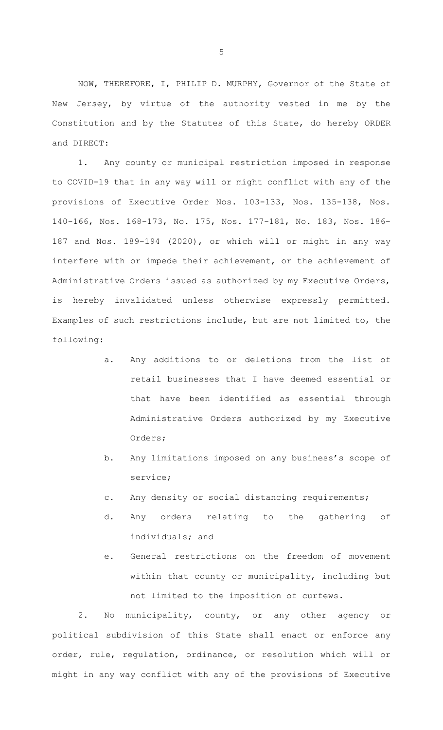NOW, THEREFORE, I, PHILIP D. MURPHY, Governor of the State of New Jersey, by virtue of the authority vested in me by the Constitution and by the Statutes of this State, do hereby ORDER and DIRECT:

1. Any county or municipal restriction imposed in response to COVID-19 that in any way will or might conflict with any of the provisions of Executive Order Nos. 103-133, Nos. 135-138, Nos. 140-166, Nos. 168-173, No. 175, Nos. 177-181, No. 183, Nos. 186-187 and Nos. 189-194 (2020), or which will or might in any way interfere with or impede their achievement, or the achievement of Administrative Orders issued as authorized by my Executive Orders, is hereby invalidated unless otherwise expressly permitted. Examples of such restrictions include, but are not limited to, the following:

   a. Any additions to or deletions from the list of retail businesses that I have deemed essential or that have been identified as essential through Administrative Orders authorized by my Executive Orders;

   b. Any limitations imposed on any business's scope of service;

   c. Any density or social distancing requirements;

   d. Any orders relating to the gathering of individuals; and

   e. General restrictions on the freedom of movement within that county or municipality, including but not limited to the imposition of curfews.

2. No municipality, county, or any other agency or political subdivision of this State shall enact or enforce any order, rule, regulation, ordinance, or resolution which will or might in any way conflict with any of the provisions of Executive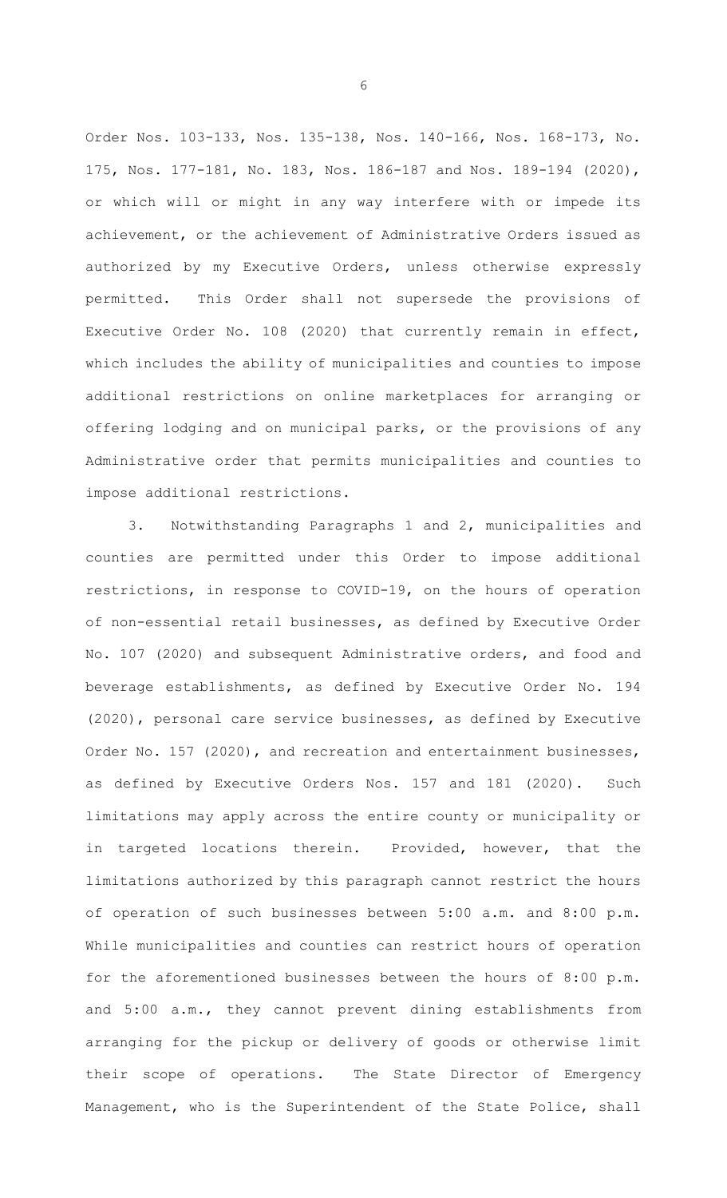Order Nos. 103-133, Nos. 135-138, Nos. 140-166, Nos. 168-173, No. 175, Nos. 177-181, No. 183, Nos. 186-187 and Nos. 189-194 (2020), or which will or might in any way interfere with or impede its achievement, or the achievement of Administrative Orders issued as authorized by my Executive Orders, unless otherwise expressly permitted. This Order shall not supersede the provisions of Executive Order No. 108 (2020) that currently remain in effect, which includes the ability of municipalities and counties to impose additional restrictions on online marketplaces for arranging or offering lodging and on municipal parks, or the provisions of any Administrative order that permits municipalities and counties to impose additional restrictions.

3. Notwithstanding Paragraphs 1 and 2, municipalities and counties are permitted under this Order to impose additional restrictions, in response to COVID-19, on the hours of operation of non-essential retail businesses, as defined by Executive Order No. 107 (2020) and subsequent Administrative orders, and food and beverage establishments, as defined by Executive Order No. 194 (2020), personal care service businesses, as defined by Executive Order No. 157 (2020), and recreation and entertainment businesses, as defined by Executive Orders Nos. 157 and 181 (2020). Such limitations may apply across the entire county or municipality or in targeted locations therein. Provided, however, that the limitations authorized by this paragraph cannot restrict the hours of operation of such businesses between 5:00 a.m. and 8:00 p.m. While municipalities and counties can restrict hours of operation for the aforementioned businesses between the hours of 8:00 p.m. and 5:00 a.m., they cannot prevent dining establishments from arranging for the pickup or delivery of goods or otherwise limit their scope of operations. The State Director of Emergency Management, who is the Superintendent of the State Police, shall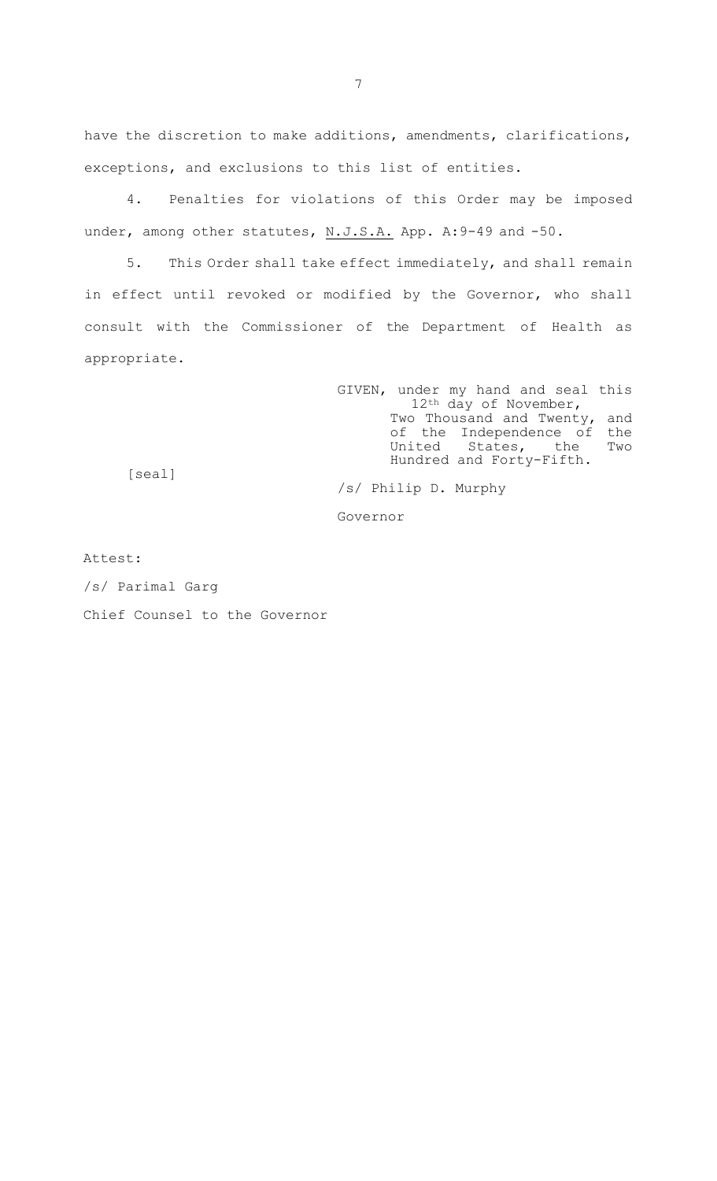have the discretion to make additions, amendments, clarifications, exceptions, and exclusions to this list of entities.

4. Penalties for violations of this Order may be imposed under, among other statutes, N.J.S.A. App. A:9-49 and -50.

5. This Order shall take effect immediately, and shall remain in effect until revoked or modified by the Governor, who shall consult with the Commissioner of the Department of Health as appropriate.

GIVEN, under my hand and seal this 12th day of November, Two Thousand and Twenty, and of the Independence of the United States, the Two Hundred and Forty-Fifth.

[seal]

/s/ Philip D. Murphy

Governor

Attest:

/s/ Parimal Garg

Chief Counsel to the Governor